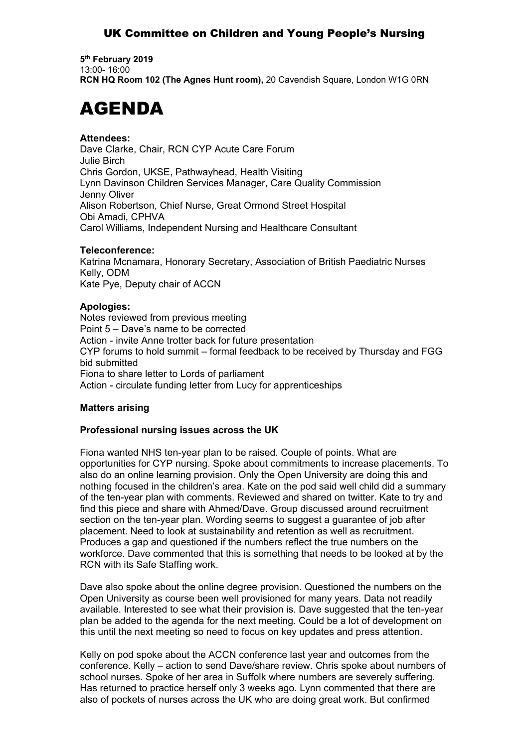# UK Committee on Children and Young People's Nursing

**5th February 2019**
13:00- 16:00
**RCN HQ Room 102 (The Agnes Hunt room),** 20 Cavendish Square, London W1G 0RN

# AGENDA

**Attendees:**
Dave Clarke, Chair, RCN CYP Acute Care Forum
Julie Birch
Chris Gordon, UKSE, Pathwayhead, Health Visiting
Lynn Davinson Children Services Manager, Care Quality Commission
Jenny Oliver
Alison Robertson, Chief Nurse, Great Ormond Street Hospital
Obi Amadi, CPHVA
Carol Williams, Independent Nursing and Healthcare Consultant

**Teleconference:**
Katrina Mcnamara, Honorary Secretary, Association of British Paediatric Nurses
Kelly, ODM
Kate Pye, Deputy chair of ACCN

**Apologies:**
Notes reviewed from previous meeting
Point 5 – Dave's name to be corrected
Action - invite Anne trotter back for future presentation
CYP forums to hold summit – formal feedback to be received by Thursday and FGG bid submitted
Fiona to share letter to Lords of parliament
Action - circulate funding letter from Lucy for apprenticeships

**Matters arising**

**Professional nursing issues across the UK**

Fiona wanted NHS ten-year plan to be raised. Couple of points. What are opportunities for CYP nursing. Spoke about commitments to increase placements. To also do an online learning provision. Only the Open University are doing this and nothing focused in the children's area. Kate on the pod said well child did a summary of the ten-year plan with comments. Reviewed and shared on twitter. Kate to try and find this piece and share with Ahmed/Dave. Group discussed around recruitment section on the ten-year plan. Wording seems to suggest a guarantee of job after placement. Need to look at sustainability and retention as well as recruitment. Produces a gap and questioned if the numbers reflect the true numbers on the workforce. Dave commented that this is something that needs to be looked at by the RCN with its Safe Staffing work.

Dave also spoke about the online degree provision. Questioned the numbers on the Open University as course been well provisioned for many years. Data not readily available. Interested to see what their provision is. Dave suggested that the ten-year plan be added to the agenda for the next meeting. Could be a lot of development on this until the next meeting so need to focus on key updates and press attention.

Kelly on pod spoke about the ACCN conference last year and outcomes from the conference. Kelly – action to send Dave/share review. Chris spoke about numbers of school nurses. Spoke of her area in Suffolk where numbers are severely suffering. Has returned to practice herself only 3 weeks ago. Lynn commented that there are also of pockets of nurses across the UK who are doing great work. But confirmed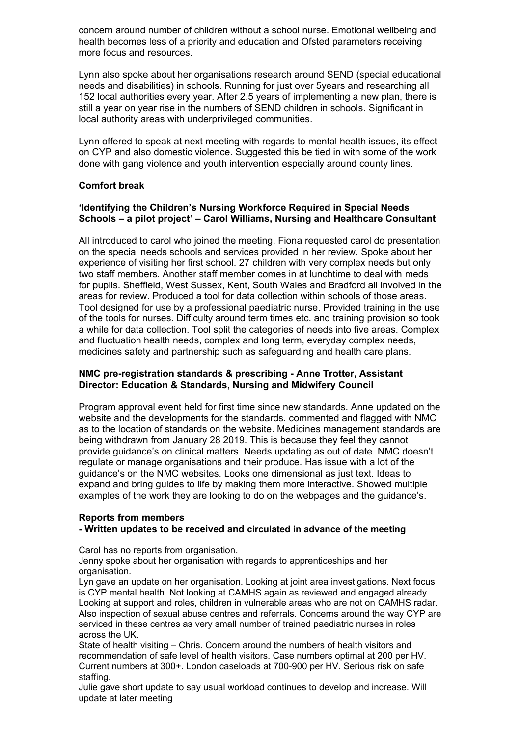concern around number of children without a school nurse. Emotional wellbeing and health becomes less of a priority and education and Ofsted parameters receiving more focus and resources.

Lynn also spoke about her organisations research around SEND (special educational needs and disabilities) in schools. Running for just over 5years and researching all 152 local authorities every year. After 2.5 years of implementing a new plan, there is still a year on year rise in the numbers of SEND children in schools. Significant in local authority areas with underprivileged communities.

Lynn offered to speak at next meeting with regards to mental health issues, its effect on CYP and also domestic violence. Suggested this be tied in with some of the work done with gang violence and youth intervention especially around county lines.

**Comfort break**

**'Identifying the Children's Nursing Workforce Required in Special Needs Schools – a pilot project' – Carol Williams, Nursing and Healthcare Consultant**

All introduced to carol who joined the meeting. Fiona requested carol do presentation on the special needs schools and services provided in her review. Spoke about her experience of visiting her first school. 27 children with very complex needs but only two staff members. Another staff member comes in at lunchtime to deal with meds for pupils. Sheffield, West Sussex, Kent, South Wales and Bradford all involved in the areas for review. Produced a tool for data collection within schools of those areas. Tool designed for use by a professional paediatric nurse. Provided training in the use of the tools for nurses. Difficulty around term times etc. and training provision so took a while for data collection. Tool split the categories of needs into five areas. Complex and fluctuation health needs, complex and long term, everyday complex needs, medicines safety and partnership such as safeguarding and health care plans.

**NMC pre-registration standards & prescribing - Anne Trotter, Assistant Director: Education & Standards, Nursing and Midwifery Council**

Program approval event held for first time since new standards. Anne updated on the website and the developments for the standards. commented and flagged with NMC as to the location of standards on the website. Medicines management standards are being withdrawn from January 28 2019. This is because they feel they cannot provide guidance's on clinical matters. Needs updating as out of date. NMC doesn't regulate or manage organisations and their produce. Has issue with a lot of the guidance's on the NMC websites. Looks one dimensional as just text. Ideas to expand and bring guides to life by making them more interactive. Showed multiple examples of the work they are looking to do on the webpages and the guidance's.

**Reports from members**
**- Written updates to be received and circulated in advance of the meeting**

Carol has no reports from organisation.
Jenny spoke about her organisation with regards to apprenticeships and her organisation.
Lyn gave an update on her organisation. Looking at joint area investigations. Next focus is CYP mental health. Not looking at CAMHS again as reviewed and engaged already. Looking at support and roles, children in vulnerable areas who are not on CAMHS radar. Also inspection of sexual abuse centres and referrals. Concerns around the way CYP are serviced in these centres as very small number of trained paediatric nurses in roles across the UK.
State of health visiting – Chris. Concern around the numbers of health visitors and recommendation of safe level of health visitors. Case numbers optimal at 200 per HV. Current numbers at 300+. London caseloads at 700-900 per HV. Serious risk on safe staffing.
Julie gave short update to say usual workload continues to develop and increase. Will update at later meeting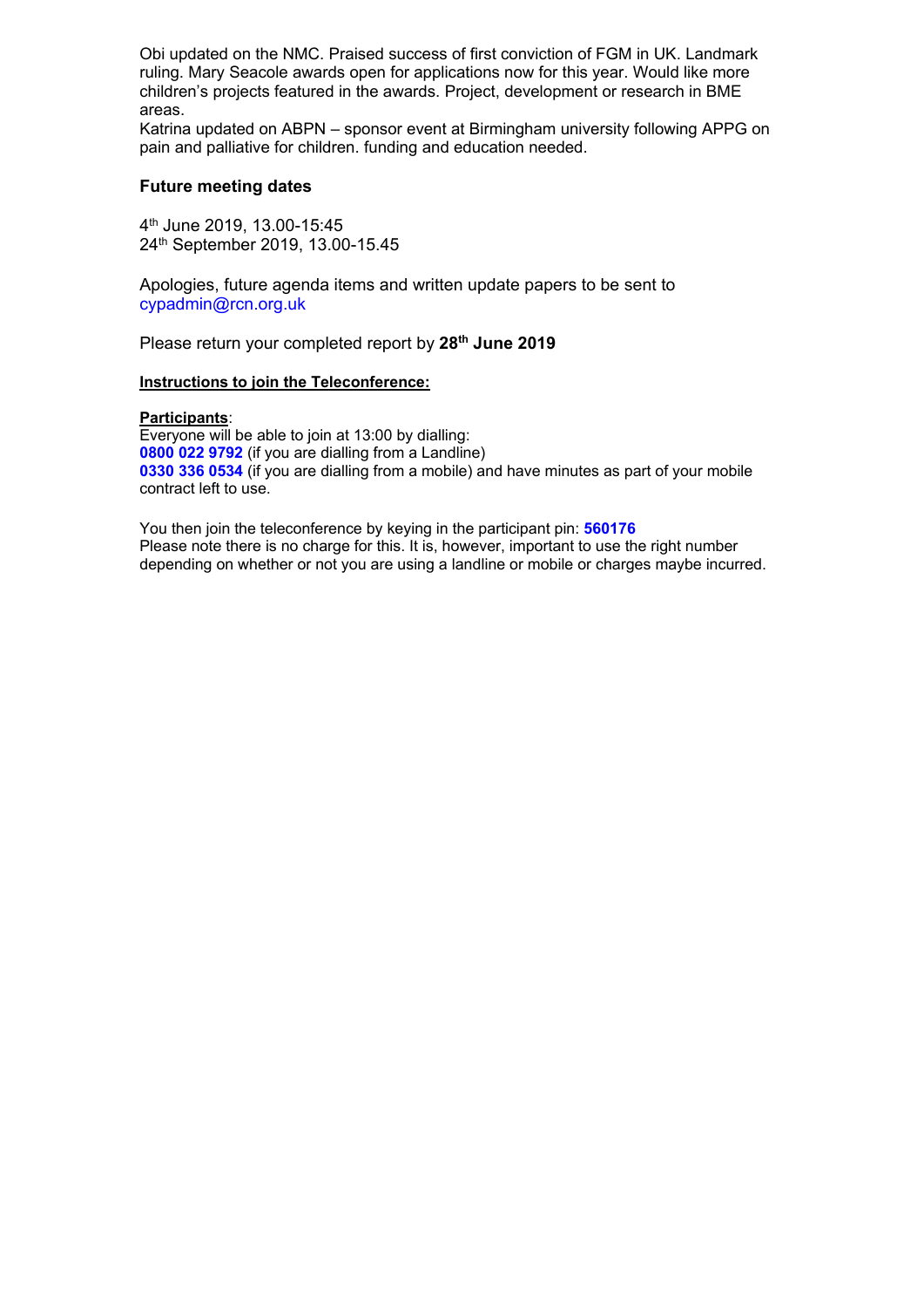Obi updated on the NMC. Praised success of first conviction of FGM in UK. Landmark ruling. Mary Seacole awards open for applications now for this year. Would like more children's projects featured in the awards. Project, development or research in BME areas.
Katrina updated on ABPN – sponsor event at Birmingham university following APPG on pain and palliative for children. funding and education needed.

### Future meeting dates

4th June 2019, 13.00-15:45
24th September 2019, 13.00-15.45

Apologies, future agenda items and written update papers to be sent to cypadmin@rcn.org.uk

Please return your completed report by **28th June 2019**

**Instructions to join the Teleconference:**

**Participants**:
Everyone will be able to join at 13:00 by dialling:
**0800 022 9792** (if you are dialling from a Landline)
**0330 336 0534** (if you are dialling from a mobile) and have minutes as part of your mobile contract left to use.

You then join the teleconference by keying in the participant pin: **560176**
Please note there is no charge for this. It is, however, important to use the right number depending on whether or not you are using a landline or mobile or charges maybe incurred.